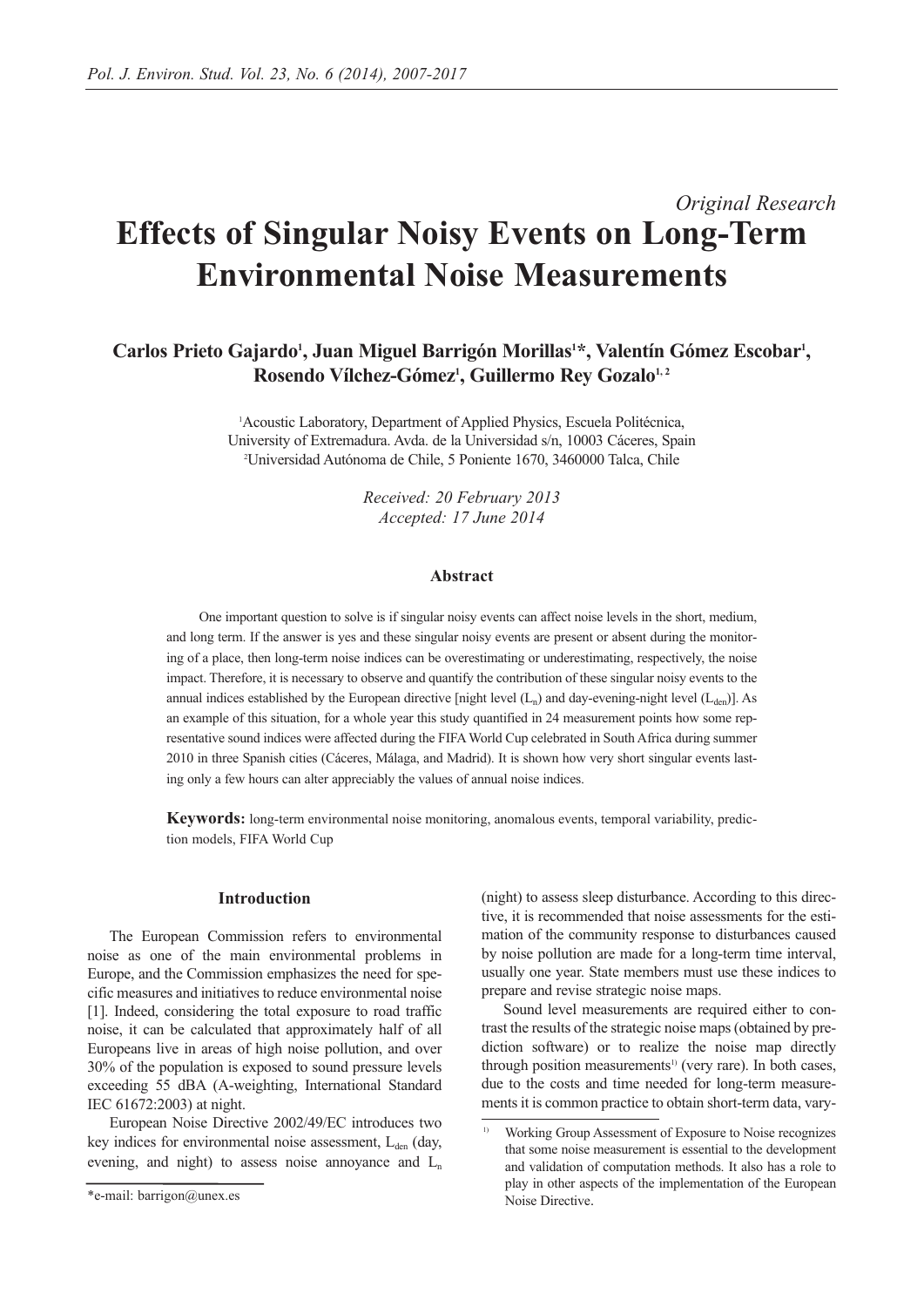*Original Research*

# Effects of Singular Noisy Events on Long-Term Environmental Noise Measurements

**Carlos Prieto Gajardo[1], Juan Miguel Barrigón Morillas[1]\*, Valentín Gómez Escobar[1], Rosendo Vílchez-Gómez[1], Guillermo Rey Gozalo[1, 2]**

[1]Acoustic Laboratory, Department of Applied Physics, Escuela Politécnica, University of Extremadura. Avda. de la Universidad s/n, 10003 Cáceres, Spain
[2]Universidad Autónoma de Chile, 5 Poniente 1670, 3460000 Talca, Chile

*Received: 20 February 2013*
*Accepted: 17 June 2014*

### Abstract

One important question to solve is if singular noisy events can affect noise levels in the short, medium, and long term. If the answer is yes and these singular noisy events are present or absent during the monitoring of a place, then long-term noise indices can be overestimating or underestimating, respectively, the noise impact. Therefore, it is necessary to observe and quantify the contribution of these singular noisy events to the annual indices established by the European directive [night level ($L_n$) and day-evening-night level ($L_{den}$)]. As an example of this situation, for a whole year this study quantified in 24 measurement points how some representative sound indices were affected during the FIFA World Cup celebrated in South Africa during summer 2010 in three Spanish cities (Cáceres, Málaga, and Madrid). It is shown how very short singular events lasting only a few hours can alter appreciably the values of annual noise indices.

**Keywords:** long-term environmental noise monitoring, anomalous events, temporal variability, prediction models, FIFA World Cup

### Introduction

The European Commission refers to environmental noise as one of the main environmental problems in Europe, and the Commission emphasizes the need for specific measures and initiatives to reduce environmental noise [1]. Indeed, considering the total exposure to road traffic noise, it can be calculated that approximately half of all Europeans live in areas of high noise pollution, and over 30% of the population is exposed to sound pressure levels exceeding 55 dBA (A-weighting, International Standard IEC 61672:2003) at night.

European Noise Directive 2002/49/EC introduces two key indices for environmental noise assessment, $L_{den}$ (day, evening, and night) to assess noise annoyance and $L_n$ (night) to assess sleep disturbance. According to this directive, it is recommended that noise assessments for the estimation of the community response to disturbances caused by noise pollution are made for a long-term time interval, usually one year. State members must use these indices to prepare and revise strategic noise maps.

Sound level measurements are required either to contrast the results of the strategic noise maps (obtained by prediction software) or to realize the noise map directly through position measurements[1)] (very rare). In both cases, due to the costs and time needed for long-term measurements it is common practice to obtain short-term data, vary-

\*e-mail: barrigon@unex.es

[1)] Working Group Assessment of Exposure to Noise recognizes that some noise measurement is essential to the development and validation of computation methods. It also has a role to play in other aspects of the implementation of the European Noise Directive.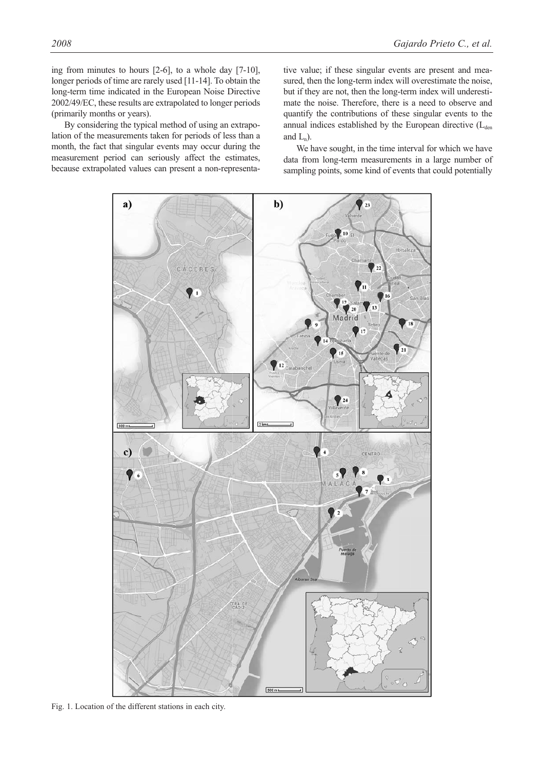ing from minutes to hours [2-6], to a whole day [7-10], longer periods of time are rarely used [11-14]. To obtain the long-term time indicated in the European Noise Directive 2002/49/EC, these results are extrapolated to longer periods (primarily months or years).

By considering the typical method of using an extrapolation of the measurements taken for periods of less than a month, the fact that singular events may occur during the measurement period can seriously affect the estimates, because extrapolated values can present a non-representative value; if these singular events are present and measured, then the long-term index will overestimate the noise, but if they are not, then the long-term index will underestimate the noise. Therefore, there is a need to observe and quantify the contributions of these singular events to the annual indices established by the European directive ($L_{den}$ and $L_n$).

We have sought, in the time interval for which we have data from long-term measurements in a large number of sampling points, some kind of events that could potentially

Fig. 1. Location of the different stations in each city.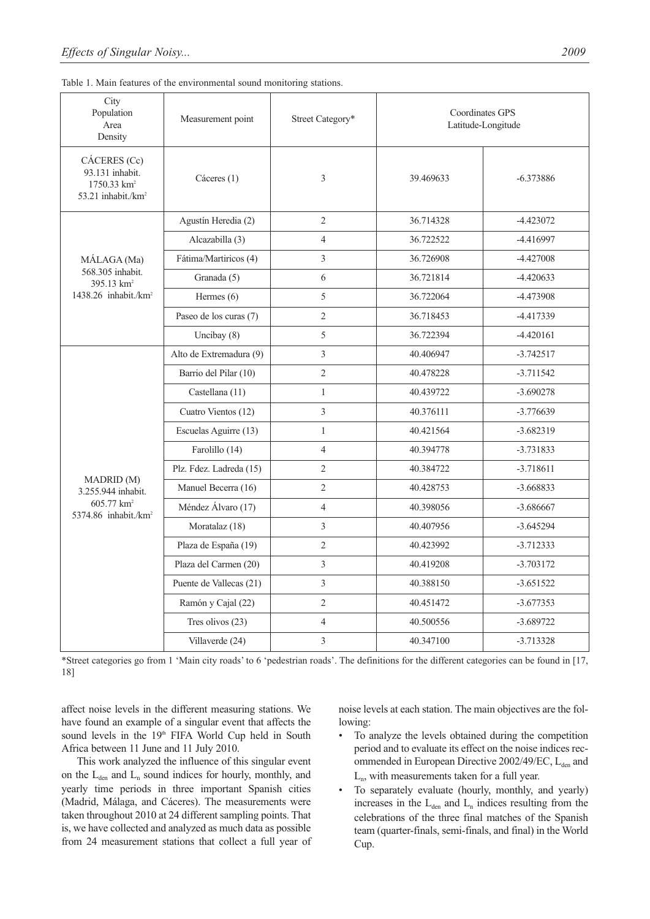Table 1. Main features of the environmental sound monitoring stations.

| City<br>Population<br>Area<br>Density | Measurement point | Street Category* | Coordinates GPS<br>Latitude-Longitude | |
|---|---|---|---|---|
| CÁCERES (Cc)<br>93.131 inhabit.<br>1750.33 km²<br>53.21 inhabit./km² | Cáceres (1) | 3 | 39.469633 | -6.373886 |
| MÁLAGA (Ma)<br>568.305 inhabit.<br>395.13 km²<br>1438.26 inhabit./km² | Agustín Heredia (2) | 2 | 36.714328 | -4.423072 |
| | Alcazabilla (3) | 4 | 36.722522 | -4.416997 |
| | Fátima/Martiricos (4) | 3 | 36.726908 | -4.427008 |
| | Granada (5) | 6 | 36.721814 | -4.420633 |
| | Hermes (6) | 5 | 36.722064 | -4.473908 |
| | Paseo de los curas (7) | 2 | 36.718453 | -4.417339 |
| | Uncibay (8) | 5 | 36.722394 | -4.420161 |
| MADRID (M)<br>3.255.944 inhabit.<br>605.77 km²<br>5374.86 inhabit./km² | Alto de Extremadura (9) | 3 | 40.406947 | -3.742517 |
| | Barrio del Pilar (10) | 2 | 40.478228 | -3.711542 |
| | Castellana (11) | 1 | 40.439722 | -3.690278 |
| | Cuatro Vientos (12) | 3 | 40.376111 | -3.776639 |
| | Escuelas Aguirre (13) | 1 | 40.421564 | -3.682319 |
| | Farolillo (14) | 4 | 40.394778 | -3.731833 |
| | Plz. Fdez. Ladreda (15) | 2 | 40.384722 | -3.718611 |
| | Manuel Becerra (16) | 2 | 40.428753 | -3.668833 |
| | Méndez Álvaro (17) | 4 | 40.398056 | -3.686667 |
| | Moratalaz (18) | 3 | 40.407956 | -3.645294 |
| | Plaza de España (19) | 2 | 40.423992 | -3.712333 |
| | Plaza del Carmen (20) | 3 | 40.419208 | -3.703172 |
| | Puente de Vallecas (21) | 3 | 40.388150 | -3.651522 |
| | Ramón y Cajal (22) | 2 | 40.451472 | -3.677353 |
| | Tres olivos (23) | 4 | 40.500556 | -3.689722 |
| | Villaverde (24) | 3 | 40.347100 | -3.713328 |

*Street categories go from 1 'Main city roads' to 6 'pedestrian roads'. The definitions for the different categories can be found in [17, 18]

affect noise levels in the different measuring stations. We have found an example of a singular event that affects the sound levels in the 19th FIFA World Cup held in South Africa between 11 June and 11 July 2010.

This work analyzed the influence of this singular event on the $L_{den}$ and $L_n$ sound indices for hourly, monthly, and yearly time periods in three important Spanish cities (Madrid, Málaga, and Cáceres). The measurements were taken throughout 2010 at 24 different sampling points. That is, we have collected and analyzed as much data as possible from 24 measurement stations that collect a full year of noise levels at each station. The main objectives are the following:

- To analyze the levels obtained during the competition period and to evaluate its effect on the noise indices recommended in European Directive 2002/49/EC, $L_{den}$ and $L_n$, with measurements taken for a full year.
- To separately evaluate (hourly, monthly, and yearly) increases in the $L_{den}$ and $L_n$ indices resulting from the celebrations of the three final matches of the Spanish team (quarter-finals, semi-finals, and final) in the World Cup.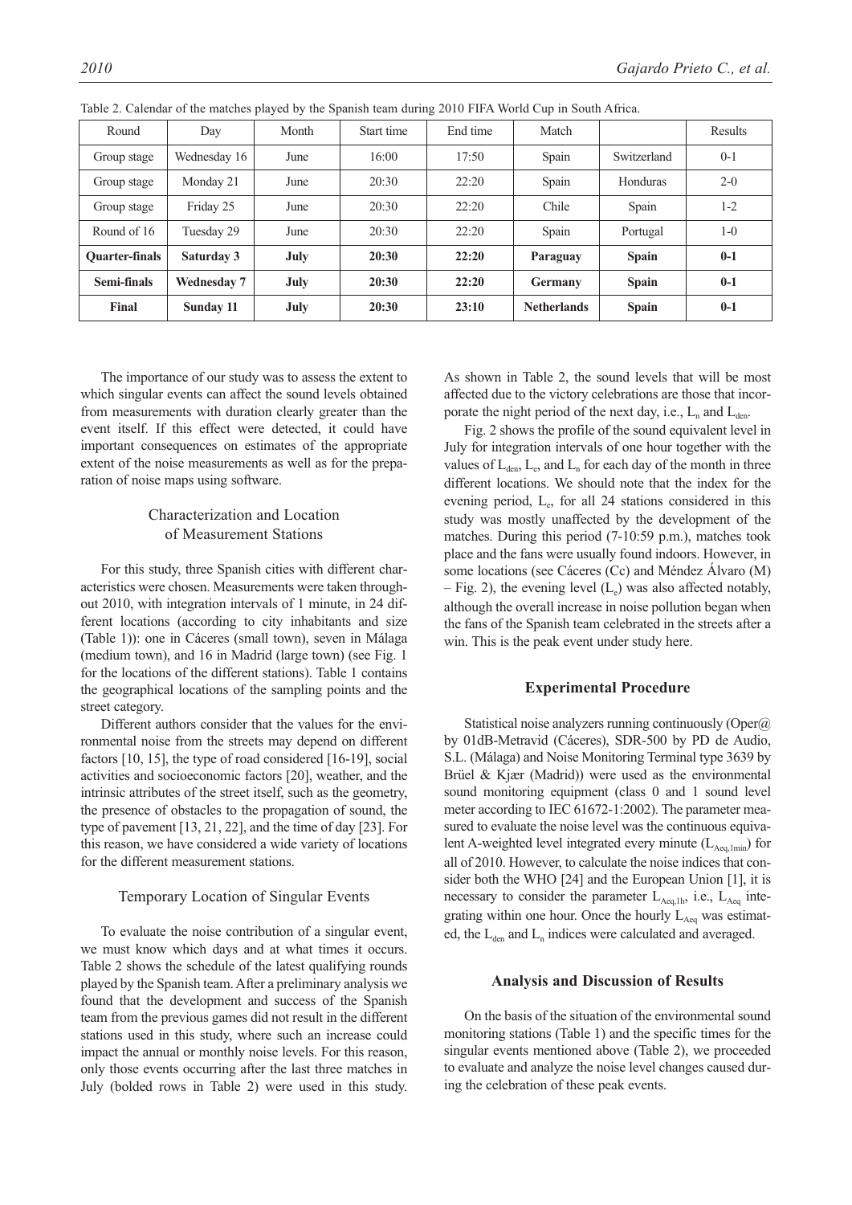Table 2. Calendar of the matches played by the Spanish team during 2010 FIFA World Cup in South Africa.

| Round | Day | Month | Start time | End time | Match | | Results |
|---|---|---|---|---|---|---|---|
| Group stage | Wednesday 16 | June | 16:00 | 17:50 | Spain | Switzerland | 0-1 |
| Group stage | Monday 21 | June | 20:30 | 22:20 | Spain | Honduras | 2-0 |
| Group stage | Friday 25 | June | 20:30 | 22:20 | Chile | Spain | 1-2 |
| Round of 16 | Tuesday 29 | June | 20:30 | 22:20 | Spain | Portugal | 1-0 |
| **Quarter-finals** | **Saturday 3** | **July** | **20:30** | **22:20** | **Paraguay** | **Spain** | **0-1** |
| **Semi-finals** | **Wednesday 7** | **July** | **20:30** | **22:20** | **Germany** | **Spain** | **0-1** |
| **Final** | **Sunday 11** | **July** | **20:30** | **23:10** | **Netherlands** | **Spain** | **0-1** |

The importance of our study was to assess the extent to which singular events can affect the sound levels obtained from measurements with duration clearly greater than the event itself. If this effect were detected, it could have important consequences on estimates of the appropriate extent of the noise measurements as well as for the preparation of noise maps using software.

## Characterization and Location of Measurement Stations

For this study, three Spanish cities with different characteristics were chosen. Measurements were taken throughout 2010, with integration intervals of 1 minute, in 24 different locations (according to city inhabitants and size (Table 1)): one in Cáceres (small town), seven in Málaga (medium town), and 16 in Madrid (large town) (see Fig. 1 for the locations of the different stations). Table 1 contains the geographical locations of the sampling points and the street category.

Different authors consider that the values for the environmental noise from the streets may depend on different factors [10, 15], the type of road considered [16-19], social activities and socioeconomic factors [20], weather, and the intrinsic attributes of the street itself, such as the geometry, the presence of obstacles to the propagation of sound, the type of pavement [13, 21, 22], and the time of day [23]. For this reason, we have considered a wide variety of locations for the different measurement stations.

## Temporary Location of Singular Events

To evaluate the noise contribution of a singular event, we must know which days and at what times it occurs. Table 2 shows the schedule of the latest qualifying rounds played by the Spanish team. After a preliminary analysis we found that the development and success of the Spanish team from the previous games did not result in the different stations used in this study, where such an increase could impact the annual or monthly noise levels. For this reason, only those events occurring after the last three matches in July (bolded rows in Table 2) were used in this study. As shown in Table 2, the sound levels that will be most affected due to the victory celebrations are those that incorporate the night period of the next day, i.e., $L_n$ and $L_{den}$.

Fig. 2 shows the profile of the sound equivalent level in July for integration intervals of one hour together with the values of $L_{den}$, $L_e$, and $L_n$ for each day of the month in three different locations. We should note that the index for the evening period, $L_e$, for all 24 stations considered in this study was mostly unaffected by the development of the matches. During this period (7-10:59 p.m.), matches took place and the fans were usually found indoors. However, in some locations (see Cáceres (Cc) and Méndez Álvaro (M) – Fig. 2), the evening level ($L_e$) was also affected notably, although the overall increase in noise pollution began when the fans of the Spanish team celebrated in the streets after a win. This is the peak event under study here.

## Experimental Procedure

Statistical noise analyzers running continuously (Oper@ by 01dB-Metravid (Cáceres), SDR-500 by PD de Audio, S.L. (Málaga) and Noise Monitoring Terminal type 3639 by Brüel & Kjær (Madrid)) were used as the environmental sound monitoring equipment (class 0 and 1 sound level meter according to IEC 61672-1:2002). The parameter measured to evaluate the noise level was the continuous equivalent A-weighted level integrated every minute ($L_{Aeq,1min}$) for all of 2010. However, to calculate the noise indices that consider both the WHO [24] and the European Union [1], it is necessary to consider the parameter $L_{Aeq,1h}$, i.e., $L_{Aeq}$ integrating within one hour. Once the hourly $L_{Aeq}$ was estimated, the $L_{den}$ and $L_n$ indices were calculated and averaged.

## Analysis and Discussion of Results

On the basis of the situation of the environmental sound monitoring stations (Table 1) and the specific times for the singular events mentioned above (Table 2), we proceeded to evaluate and analyze the noise level changes caused during the celebration of these peak events.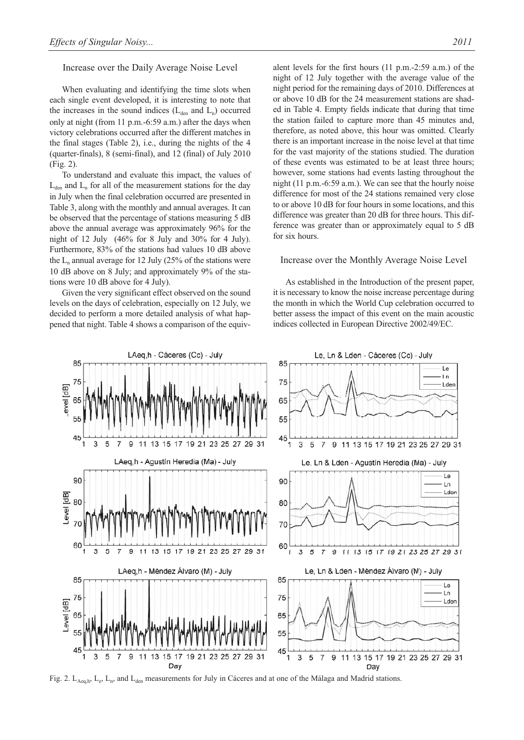### Increase over the Daily Average Noise Level

When evaluating and identifying the time slots when each single event developed, it is interesting to note that the increases in the sound indices ($L_{den}$ and $L_n$) occurred only at night (from 11 p.m.-6:59 a.m.) after the days when victory celebrations occurred after the different matches in the final stages (Table 2), i.e., during the nights of the 4 (quarter-finals), 8 (semi-final), and 12 (final) of July 2010 (Fig. 2).

To understand and evaluate this impact, the values of $L_{den}$ and $L_n$ for all of the measurement stations for the day in July when the final celebration occurred are presented in Table 3, along with the monthly and annual averages. It can be observed that the percentage of stations measuring 5 dB above the annual average was approximately 96% for the night of 12 July (46% for 8 July and 30% for 4 July). Furthermore, 83% of the stations had values 10 dB above the $L_n$ annual average for 12 July (25% of the stations were 10 dB above on 8 July; and approximately 9% of the stations were 10 dB above for 4 July).

Given the very significant effect observed on the sound levels on the days of celebration, especially on 12 July, we decided to perform a more detailed analysis of what happened that night. Table 4 shows a comparison of the equivalent levels for the first hours (11 p.m.-2:59 a.m.) of the night of 12 July together with the average value of the night period for the remaining days of 2010. Differences at or above 10 dB for the 24 measurement stations are shaded in Table 4. Empty fields indicate that during that time the station failed to capture more than 45 minutes and, therefore, as noted above, this hour was omitted. Clearly there is an important increase in the noise level at that time for the vast majority of the stations studied. The duration of these events was estimated to be at least three hours; however, some stations had events lasting throughout the night (11 p.m.-6:59 a.m.). We can see that the hourly noise difference for most of the 24 stations remained very close to or above 10 dB for four hours in some locations, and this difference was greater than 20 dB for three hours. This difference was greater than or approximately equal to 5 dB for six hours.

### Increase over the Monthly Average Noise Level

As established in the Introduction of the present paper, it is necessary to know the noise increase percentage during the month in which the World Cup celebration occurred to better assess the impact of this event on the main acoustic indices collected in European Directive 2002/49/EC.

Fig. 2. $L_{Aeq,h}$, $L_e$, $L_n$, and $L_{den}$ measurements for July in Cáceres and at one of the Málaga and Madrid stations.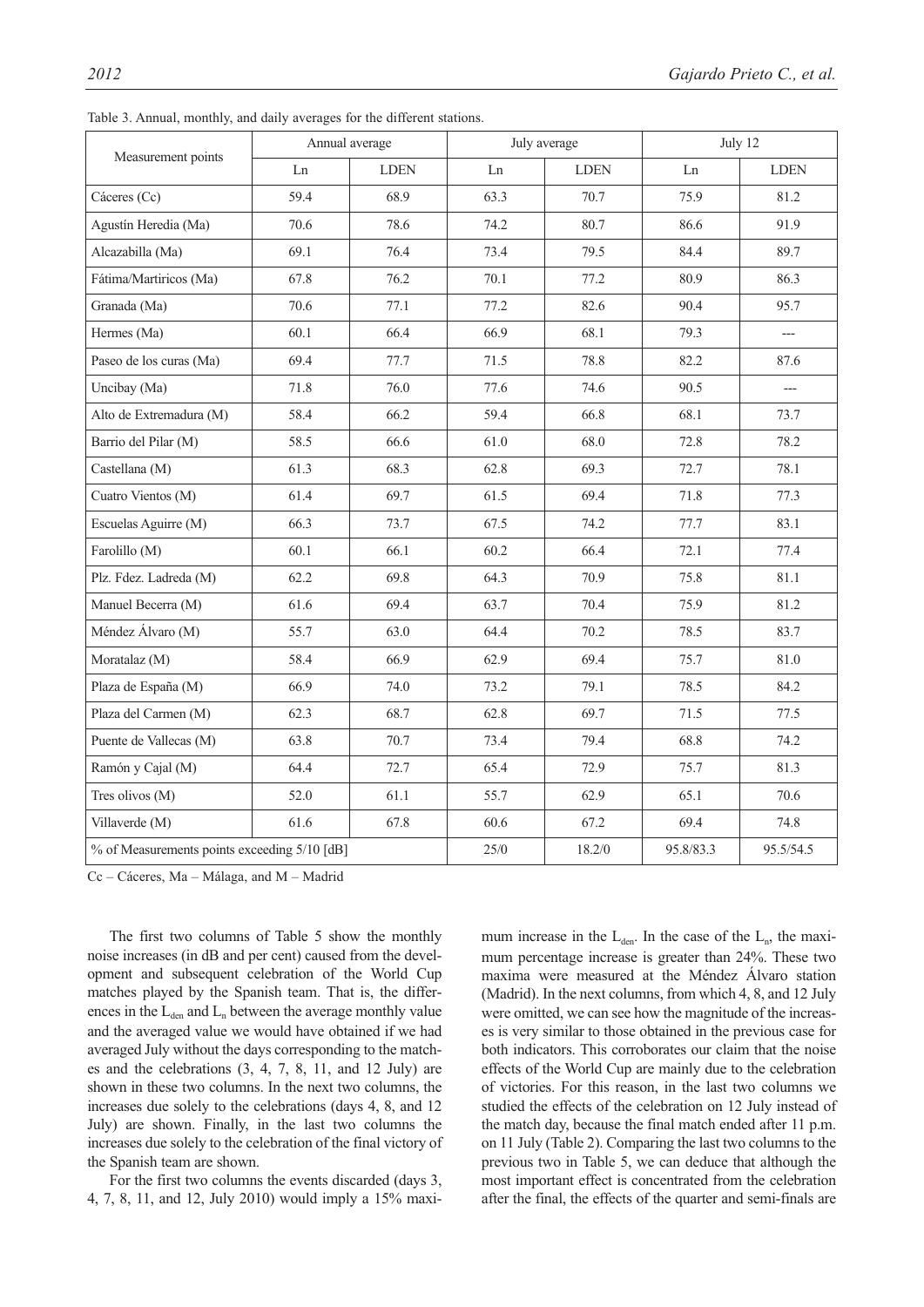Table 3. Annual, monthly, and daily averages for the different stations.

| Measurement points | Annual average | | July average | | July 12 | |
|---|---|---|---|---|---|---|
| | Ln | LDEN | Ln | LDEN | Ln | LDEN |
| Cáceres (Cc) | 59.4 | 68.9 | 63.3 | 70.7 | 75.9 | 81.2 |
| Agustín Heredia (Ma) | 70.6 | 78.6 | 74.2 | 80.7 | 86.6 | 91.9 |
| Alcazabilla (Ma) | 69.1 | 76.4 | 73.4 | 79.5 | 84.4 | 89.7 |
| Fátima/Martiricos (Ma) | 67.8 | 76.2 | 70.1 | 77.2 | 80.9 | 86.3 |
| Granada (Ma) | 70.6 | 77.1 | 77.2 | 82.6 | 90.4 | 95.7 |
| Hermes (Ma) | 60.1 | 66.4 | 66.9 | 68.1 | 79.3 | --- |
| Paseo de los curas (Ma) | 69.4 | 77.7 | 71.5 | 78.8 | 82.2 | 87.6 |
| Uncibay (Ma) | 71.8 | 76.0 | 77.6 | 74.6 | 90.5 | --- |
| Alto de Extremadura (M) | 58.4 | 66.2 | 59.4 | 66.8 | 68.1 | 73.7 |
| Barrio del Pilar (M) | 58.5 | 66.6 | 61.0 | 68.0 | 72.8 | 78.2 |
| Castellana (M) | 61.3 | 68.3 | 62.8 | 69.3 | 72.7 | 78.1 |
| Cuatro Vientos (M) | 61.4 | 69.7 | 61.5 | 69.4 | 71.8 | 77.3 |
| Escuelas Aguirre (M) | 66.3 | 73.7 | 67.5 | 74.2 | 77.7 | 83.1 |
| Farolillo (M) | 60.1 | 66.1 | 60.2 | 66.4 | 72.1 | 77.4 |
| Plz. Fdez. Ladreda (M) | 62.2 | 69.8 | 64.3 | 70.9 | 75.8 | 81.1 |
| Manuel Becerra (M) | 61.6 | 69.4 | 63.7 | 70.4 | 75.9 | 81.2 |
| Méndez Álvaro (M) | 55.7 | 63.0 | 64.4 | 70.2 | 78.5 | 83.7 |
| Moratalaz (M) | 58.4 | 66.9 | 62.9 | 69.4 | 75.7 | 81.0 |
| Plaza de España (M) | 66.9 | 74.0 | 73.2 | 79.1 | 78.5 | 84.2 |
| Plaza del Carmen (M) | 62.3 | 68.7 | 62.8 | 69.7 | 71.5 | 77.5 |
| Puente de Vallecas (M) | 63.8 | 70.7 | 73.4 | 79.4 | 68.8 | 74.2 |
| Ramón y Cajal (M) | 64.4 | 72.7 | 65.4 | 72.9 | 75.7 | 81.3 |
| Tres olivos (M) | 52.0 | 61.1 | 55.7 | 62.9 | 65.1 | 70.6 |
| Villaverde (M) | 61.6 | 67.8 | 60.6 | 67.2 | 69.4 | 74.8 |
| % of Measurements points exceeding 5/10 [dB] | | | 25/0 | 18.2/0 | 95.8/83.3 | 95.5/54.5 |

Cc – Cáceres, Ma – Málaga, and M – Madrid

The first two columns of Table 5 show the monthly noise increases (in dB and per cent) caused from the development and subsequent celebration of the World Cup matches played by the Spanish team. That is, the differences in the $L_{den}$ and $L_n$ between the average monthly value and the averaged value we would have obtained if we had averaged July without the days corresponding to the matches and the celebrations (3, 4, 7, 8, 11, and 12 July) are shown in these two columns. In the next two columns, the increases due solely to the celebrations (days 4, 8, and 12 July) are shown. Finally, in the last two columns the increases due solely to the celebration of the final victory of the Spanish team are shown.

For the first two columns the events discarded (days 3, 4, 7, 8, 11, and 12, July 2010) would imply a 15% maximum increase in the $L_{den}$. In the case of the $L_n$, the maximum percentage increase is greater than 24%. These two maxima were measured at the Méndez Álvaro station (Madrid). In the next columns, from which 4, 8, and 12 July were omitted, we can see how the magnitude of the increases is very similar to those obtained in the previous case for both indicators. This corroborates our claim that the noise effects of the World Cup are mainly due to the celebration of victories. For this reason, in the last two columns we studied the effects of the celebration on 12 July instead of the match day, because the final match ended after 11 p.m. on 11 July (Table 2). Comparing the last two columns to the previous two in Table 5, we can deduce that although the most important effect is concentrated from the celebration after the final, the effects of the quarter and semi-finals are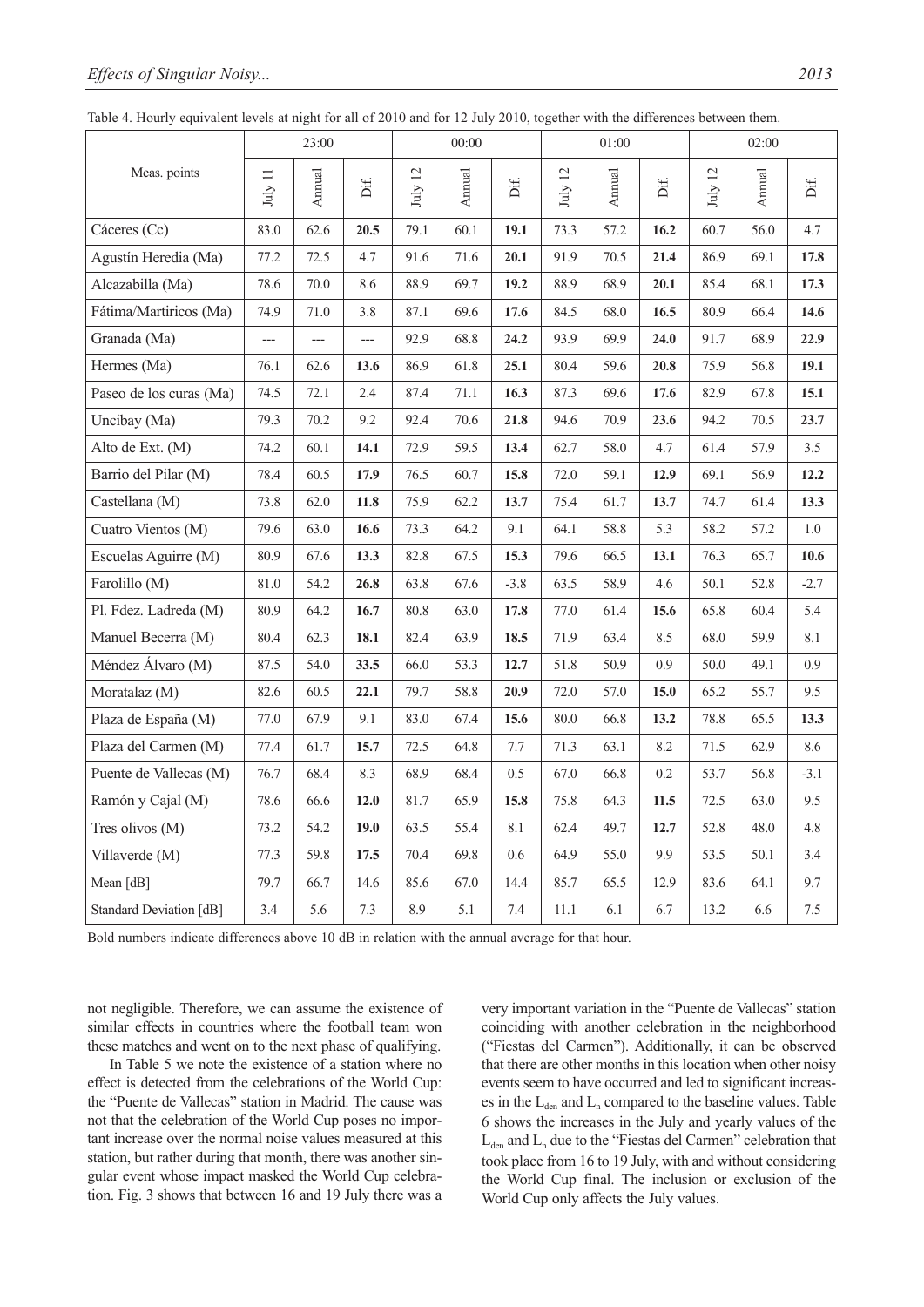Table 4. Hourly equivalent levels at night for all of 2010 and for 12 July 2010, together with the differences between them.

| Meas. points | 23:00 | | | 00:00 | | | 01:00 | | | 02:00 | | |
|---|---|---|---|---|---|---|---|---|---|---|---|---|
| | July 11 | Annual | Dif. | July 12 | Annual | Dif. | July 12 | Annual | Dif. | July 12 | Annual | Dif. |
| Cáceres (Cc) | 83.0 | 62.6 | **20.5** | 79.1 | 60.1 | **19.1** | 73.3 | 57.2 | **16.2** | 60.7 | 56.0 | 4.7 |
| Agustín Heredia (Ma) | 77.2 | 72.5 | 4.7 | 91.6 | 71.6 | **20.1** | 91.9 | 70.5 | **21.4** | 86.9 | 69.1 | **17.8** |
| Alcazabilla (Ma) | 78.6 | 70.0 | 8.6 | 88.9 | 69.7 | **19.2** | 88.9 | 68.9 | **20.1** | 85.4 | 68.1 | **17.3** |
| Fátima/Martiricos (Ma) | 74.9 | 71.0 | 3.8 | 87.1 | 69.6 | **17.6** | 84.5 | 68.0 | **16.5** | 80.9 | 66.4 | **14.6** |
| Granada (Ma) | --- | --- | --- | 92.9 | 68.8 | **24.2** | 93.9 | 69.9 | **24.0** | 91.7 | 68.9 | **22.9** |
| Hermes (Ma) | 76.1 | 62.6 | **13.6** | 86.9 | 61.8 | **25.1** | 80.4 | 59.6 | **20.8** | 75.9 | 56.8 | **19.1** |
| Paseo de los curas (Ma) | 74.5 | 72.1 | 2.4 | 87.4 | 71.1 | **16.3** | 87.3 | 69.6 | **17.6** | 82.9 | 67.8 | **15.1** |
| Uncibay (Ma) | 79.3 | 70.2 | 9.2 | 92.4 | 70.6 | **21.8** | 94.6 | 70.9 | **23.6** | 94.2 | 70.5 | **23.7** |
| Alto de Ext. (M) | 74.2 | 60.1 | **14.1** | 72.9 | 59.5 | **13.4** | 62.7 | 58.0 | 4.7 | 61.4 | 57.9 | 3.5 |
| Barrio del Pilar (M) | 78.4 | 60.5 | **17.9** | 76.5 | 60.7 | **15.8** | 72.0 | 59.1 | **12.9** | 69.1 | 56.9 | **12.2** |
| Castellana (M) | 73.8 | 62.0 | **11.8** | 75.9 | 62.2 | **13.7** | 75.4 | 61.7 | **13.7** | 74.7 | 61.4 | **13.3** |
| Cuatro Vientos (M) | 79.6 | 63.0 | **16.6** | 73.3 | 64.2 | 9.1 | 64.1 | 58.8 | 5.3 | 58.2 | 57.2 | 1.0 |
| Escuelas Aguirre (M) | 80.9 | 67.6 | **13.3** | 82.8 | 67.5 | **15.3** | 79.6 | 66.5 | **13.1** | 76.3 | 65.7 | **10.6** |
| Farolillo (M) | 81.0 | 54.2 | **26.8** | 63.8 | 67.6 | -3.8 | 63.5 | 58.9 | 4.6 | 50.1 | 52.8 | -2.7 |
| Pl. Fdez. Ladreda (M) | 80.9 | 64.2 | **16.7** | 80.8 | 63.0 | **17.8** | 77.0 | 61.4 | **15.6** | 65.8 | 60.4 | 5.4 |
| Manuel Becerra (M) | 80.4 | 62.3 | **18.1** | 82.4 | 63.9 | **18.5** | 71.9 | 63.4 | 8.5 | 68.0 | 59.9 | 8.1 |
| Méndez Álvaro (M) | 87.5 | 54.0 | **33.5** | 66.0 | 53.3 | **12.7** | 51.8 | 50.9 | 0.9 | 50.0 | 49.1 | 0.9 |
| Moratalaz (M) | 82.6 | 60.5 | **22.1** | 79.7 | 58.8 | **20.9** | 72.0 | 57.0 | **15.0** | 65.2 | 55.7 | 9.5 |
| Plaza de España (M) | 77.0 | 67.9 | 9.1 | 83.0 | 67.4 | **15.6** | 80.0 | 66.8 | **13.2** | 78.8 | 65.5 | **13.3** |
| Plaza del Carmen (M) | 77.4 | 61.7 | **15.7** | 72.5 | 64.8 | 7.7 | 71.3 | 63.1 | 8.2 | 71.5 | 62.9 | 8.6 |
| Puente de Vallecas (M) | 76.7 | 68.4 | 8.3 | 68.9 | 68.4 | 0.5 | 67.0 | 66.8 | 0.2 | 53.7 | 56.8 | -3.1 |
| Ramón y Cajal (M) | 78.6 | 66.6 | **12.0** | 81.7 | 65.9 | **15.8** | 75.8 | 64.3 | **11.5** | 72.5 | 63.0 | 9.5 |
| Tres olivos (M) | 73.2 | 54.2 | **19.0** | 63.5 | 55.4 | 8.1 | 62.4 | 49.7 | **12.7** | 52.8 | 48.0 | 4.8 |
| Villaverde (M) | 77.3 | 59.8 | **17.5** | 70.4 | 69.8 | 0.6 | 64.9 | 55.0 | 9.9 | 53.5 | 50.1 | 3.4 |
| Mean [dB] | 79.7 | 66.7 | 14.6 | 85.6 | 67.0 | 14.4 | 85.7 | 65.5 | 12.9 | 83.6 | 64.1 | 9.7 |
| Standard Deviation [dB] | 3.4 | 5.6 | 7.3 | 8.9 | 5.1 | 7.4 | 11.1 | 6.1 | 6.7 | 13.2 | 6.6 | 7.5 |

Bold numbers indicate differences above 10 dB in relation with the annual average for that hour.

not negligible. Therefore, we can assume the existence of similar effects in countries where the football team won these matches and went on to the next phase of qualifying.

In Table 5 we note the existence of a station where no effect is detected from the celebrations of the World Cup: the "Puente de Vallecas" station in Madrid. The cause was not that the celebration of the World Cup poses no important increase over the normal noise values measured at this station, but rather during that month, there was another singular event whose impact masked the World Cup celebration. Fig. 3 shows that between 16 and 19 July there was a very important variation in the "Puente de Vallecas" station coinciding with another celebration in the neighborhood ("Fiestas del Carmen"). Additionally, it can be observed that there are other months in this location when other noisy events seem to have occurred and led to significant increases in the $L_{den}$ and $L_n$ compared to the baseline values. Table 6 shows the increases in the July and yearly values of the $L_{den}$ and $L_n$ due to the "Fiestas del Carmen" celebration that took place from 16 to 19 July, with and without considering the World Cup final. The inclusion or exclusion of the World Cup only affects the July values.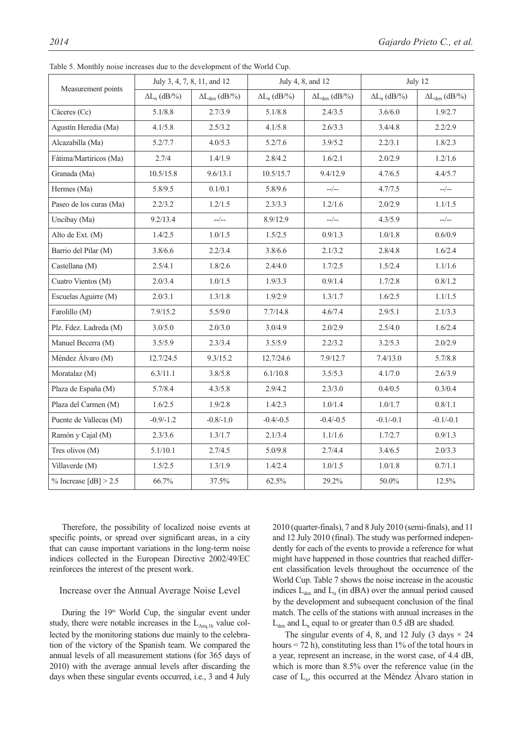Table 5. Monthly noise increases due to the development of the World Cup.

| Measurement points | July 3, 4, 7, 8, 11, and 12 | | July 4, 8, and 12 | | July 12 | |
|---|---|---|---|---|---|---|
| | $\Delta L_n$ (dB/%) | $\Delta L_{den}$ (dB/%) | $\Delta L_n$ (dB/%) | $\Delta L_{den}$ (dB/%) | $\Delta L_n$ (dB/%) | $\Delta L_{den}$ (dB/%) |
| Cáceres (Cc) | 5.1/8.8 | 2.7/3.9 | 5.1/8.8 | 2.4/3.5 | 3.6/6.0 | 1.9/2.7 |
| Agustín Heredia (Ma) | 4.1/5.8 | 2.5/3.2 | 4.1/5.8 | 2.6/3.3 | 3.4/4.8 | 2.2/2.9 |
| Alcazabilla (Ma) | 5.2/7.7 | 4.0/5.3 | 5.2/7.6 | 3.9/5.2 | 2.2/3.1 | 1.8/2.3 |
| Fátima/Martiricos (Ma) | 2.7/4 | 1.4/1.9 | 2.8/4.2 | 1.6/2.1 | 2.0/2.9 | 1.2/1.6 |
| Granada (Ma) | 10.5/15.8 | 9.6/13.1 | 10.5/15.7 | 9.4/12.9 | 4.7/6.5 | 4.4/5.7 |
| Hermes (Ma) | 5.8/9.5 | 0.1/0.1 | 5.8/9.6 | --/-- | 4.7/7.5 | --/-- |
| Paseo de los curas (Ma) | 2.2/3.2 | 1.2/1.5 | 2.3/3.3 | 1.2/1.6 | 2.0/2.9 | 1.1/1.5 |
| Uncibay (Ma) | 9.2/13.4 | --/-- | 8.9/12.9 | --/-- | 4.3/5.9 | --/-- |
| Alto de Ext. (M) | 1.4/2.5 | 1.0/1.5 | 1.5/2.5 | 0.9/1.3 | 1.0/1.8 | 0.6/0.9 |
| Barrio del Pilar (M) | 3.8/6.6 | 2.2/3.4 | 3.8/6.6 | 2.1/3.2 | 2.8/4.8 | 1.6/2.4 |
| Castellana (M) | 2.5/4.1 | 1.8/2.6 | 2.4/4.0 | 1.7/2.5 | 1.5/2.4 | 1.1/1.6 |
| Cuatro Vientos (M) | 2.0/3.4 | 1.0/1.5 | 1.9/3.3 | 0.9/1.4 | 1.7/2.8 | 0.8/1.2 |
| Escuelas Aguirre (M) | 2.0/3.1 | 1.3/1.8 | 1.9/2.9 | 1.3/1.7 | 1.6/2.5 | 1.1/1.5 |
| Farolillo (M) | 7.9/15.2 | 5.5/9.0 | 7.7/14.8 | 4.6/7.4 | 2.9/5.1 | 2.1/3.3 |
| Plz. Fdez. Ladreda (M) | 3.0/5.0 | 2.0/3.0 | 3.0/4.9 | 2.0/2.9 | 2.5/4.0 | 1.6/2.4 |
| Manuel Becerra (M) | 3.5/5.9 | 2.3/3.4 | 3.5/5.9 | 2.2/3.2 | 3.2/5.3 | 2.0/2.9 |
| Méndez Álvaro (M) | 12.7/24.5 | 9.3/15.2 | 12.7/24.6 | 7.9/12.7 | 7.4/13.0 | 5.7/8.8 |
| Moratalaz (M) | 6.3/11.1 | 3.8/5.8 | 6.1/10.8 | 3.5/5.3 | 4.1/7.0 | 2.6/3.9 |
| Plaza de España (M) | 5.7/8.4 | 4.3/5.8 | 2.9/4.2 | 2.3/3.0 | 0.4/0.5 | 0.3/0.4 |
| Plaza del Carmen (M) | 1.6/2.5 | 1.9/2.8 | 1.4/2.3 | 1.0/1.4 | 1.0/1.7 | 0.8/1.1 |
| Puente de Vallecas (M) | -0.9/-1.2 | -0.8/-1.0 | -0.4/-0.5 | -0.4/-0.5 | -0.1/-0.1 | -0.1/-0.1 |
| Ramón y Cajal (M) | 2.3/3.6 | 1.3/1.7 | 2.1/3.4 | 1.1/1.6 | 1.7/2.7 | 0.9/1.3 |
| Tres olivos (M) | 5.1/10.1 | 2.7/4.5 | 5.0/9.8 | 2.7/4.4 | 3.4/6.5 | 2.0/3.3 |
| Villaverde (M) | 1.5/2.5 | 1.3/1.9 | 1.4/2.4 | 1.0/1.5 | 1.0/1.8 | 0.7/1.1 |
| % Increase [dB] > 2.5 | 66.7% | 37.5% | 62.5% | 29.2% | 50.0% | 12.5% |

Therefore, the possibility of localized noise events at specific points, or spread over significant areas, in a city that can cause important variations in the long-term noise indices collected in the European Directive 2002/49/EC reinforces the interest of the present work.

## Increase over the Annual Average Noise Level

During the 19th World Cup, the singular event under study, there were notable increases in the $L_{Aeq,1h}$ value collected by the monitoring stations due mainly to the celebration of the victory of the Spanish team. We compared the annual levels of all measurement stations (for 365 days of 2010) with the average annual levels after discarding the days when these singular events occurred, i.e., 3 and 4 July 2010 (quarter-finals), 7 and 8 July 2010 (semi-finals), and 11 and 12 July 2010 (final). The study was performed independently for each of the events to provide a reference for what might have happened in those countries that reached different classification levels throughout the occurrence of the World Cup. Table 7 shows the noise increase in the acoustic indices $L_{den}$ and $L_n$ (in dBA) over the annual period caused by the development and subsequent conclusion of the final match. The cells of the stations with annual increases in the $L_{den}$ and $L_n$ equal to or greater than 0.5 dB are shaded.

The singular events of 4, 8, and 12 July (3 days × 24 hours = 72 h), constituting less than 1% of the total hours in a year, represent an increase, in the worst case, of 4.4 dB, which is more than 8.5% over the reference value (in the case of $L_n$, this occurred at the Méndez Álvaro station in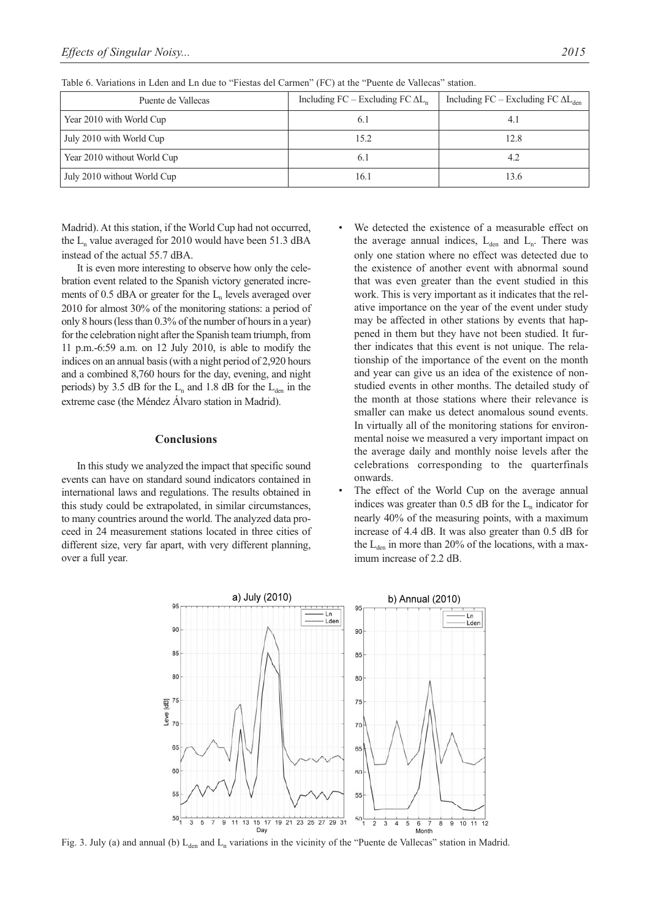Table 6. Variations in Lden and Ln due to "Fiestas del Carmen" (FC) at the "Puente de Vallecas" station.

| Puente de Vallecas | Including FC – Excluding FC $\Delta L_n$ | Including FC – Excluding FC $\Delta L_{den}$ |
|---|---|---|
| Year 2010 with World Cup | 6.1 | 4.1 |
| July 2010 with World Cup | 15.2 | 12.8 |
| Year 2010 without World Cup | 6.1 | 4.2 |
| July 2010 without World Cup | 16.1 | 13.6 |

Madrid). At this station, if the World Cup had not occurred, the $L_n$ value averaged for 2010 would have been 51.3 dBA instead of the actual 55.7 dBA.

It is even more interesting to observe how only the celebration event related to the Spanish victory generated increments of 0.5 dBA or greater for the $L_n$ levels averaged over 2010 for almost 30% of the monitoring stations: a period of only 8 hours (less than 0.3% of the number of hours in a year) for the celebration night after the Spanish team triumph, from 11 p.m.-6:59 a.m. on 12 July 2010, is able to modify the indices on an annual basis (with a night period of 2,920 hours and a combined 8,760 hours for the day, evening, and night periods) by 3.5 dB for the $L_n$ and 1.8 dB for the $L_{den}$ in the extreme case (the Méndez Álvaro station in Madrid).

## Conclusions

In this study we analyzed the impact that specific sound events can have on standard sound indicators contained in international laws and regulations. The results obtained in this study could be extrapolated, in similar circumstances, to many countries around the world. The analyzed data proceed in 24 measurement stations located in three cities of different size, very far apart, with very different planning, over a full year.

- We detected the existence of a measurable effect on the average annual indices, $L_{den}$ and $L_n$. There was only one station where no effect was detected due to the existence of another event with abnormal sound that was even greater than the event studied in this work. This is very important as it indicates that the relative importance on the year of the event under study may be affected in other stations by events that happened in them but they have not been studied. It further indicates that this event is not unique. The relationship of the importance of the event on the month and year can give us an idea of the existence of non-studied events in other months. The detailed study of the month at those stations where their relevance is smaller can make us detect anomalous sound events. In virtually all of the monitoring stations for environmental noise we measured a very important impact on the average daily and monthly noise levels after the celebrations corresponding to the quarterfinals onwards.
- The effect of the World Cup on the average annual indices was greater than 0.5 dB for the $L_n$ indicator for nearly 40% of the measuring points, with a maximum increase of 4.4 dB. It was also greater than 0.5 dB for the $L_{den}$ in more than 20% of the locations, with a maximum increase of 2.2 dB.

Fig. 3. July (a) and annual (b) $L_{den}$ and $L_n$ variations in the vicinity of the "Puente de Vallecas" station in Madrid.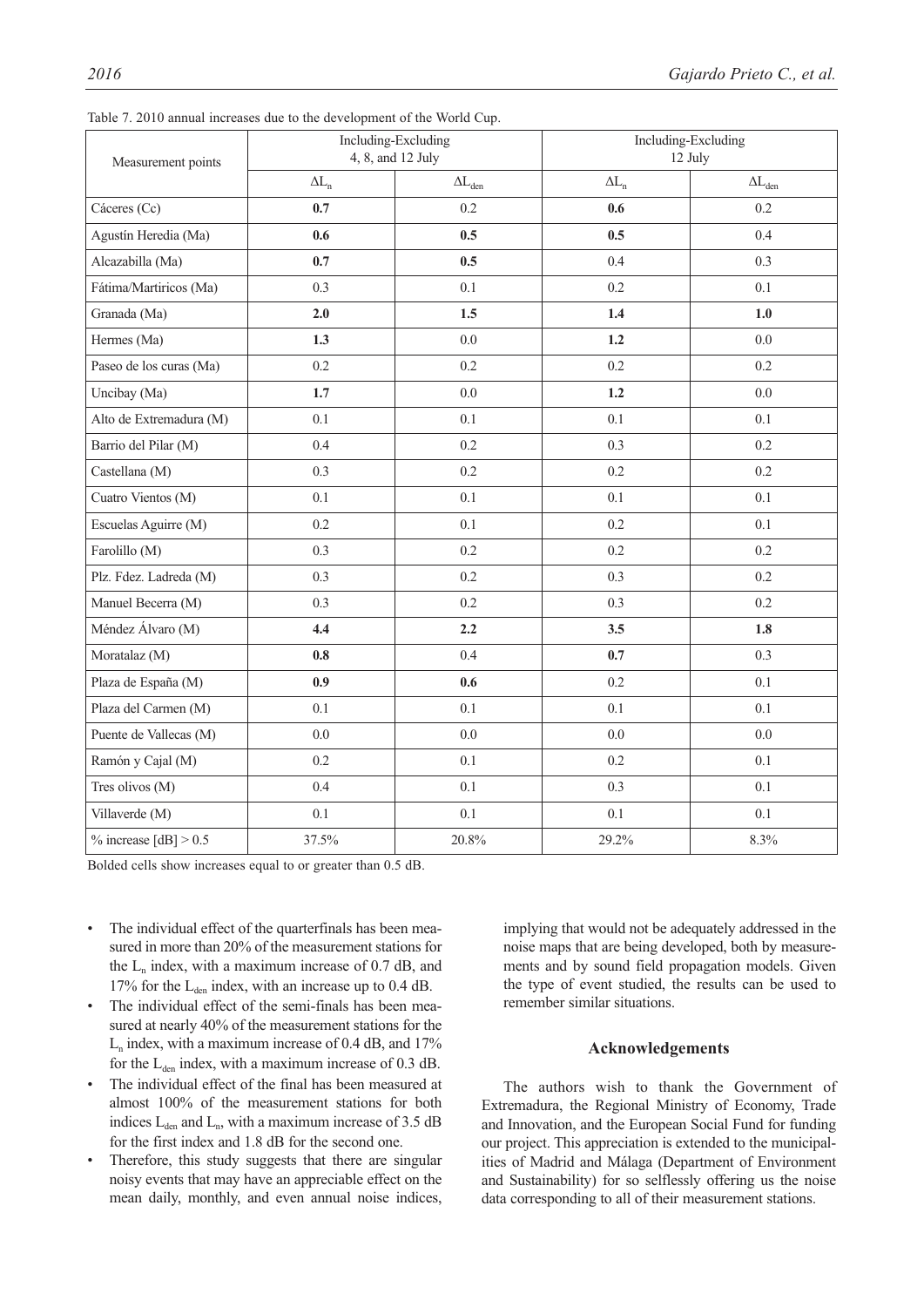Table 7. 2010 annual increases due to the development of the World Cup.

| Measurement points | Including-Excluding 4, 8, and 12 July | | Including-Excluding 12 July | |
|---|---|---|---|---|
| | $\Delta L_n$ | $\Delta L_{den}$ | $\Delta L_n$ | $\Delta L_{den}$ |
| Cáceres (Cc) | **0.7** | 0.2 | **0.6** | 0.2 |
| Agustín Heredia (Ma) | **0.6** | **0.5** | **0.5** | 0.4 |
| Alcazabilla (Ma) | **0.7** | **0.5** | 0.4 | 0.3 |
| Fátima/Martiricos (Ma) | 0.3 | 0.1 | 0.2 | 0.1 |
| Granada (Ma) | **2.0** | **1.5** | **1.4** | **1.0** |
| Hermes (Ma) | **1.3** | 0.0 | **1.2** | 0.0 |
| Paseo de los curas (Ma) | 0.2 | 0.2 | 0.2 | 0.2 |
| Uncibay (Ma) | **1.7** | 0.0 | **1.2** | 0.0 |
| Alto de Extremadura (M) | 0.1 | 0.1 | 0.1 | 0.1 |
| Barrio del Pilar (M) | 0.4 | 0.2 | 0.3 | 0.2 |
| Castellana (M) | 0.3 | 0.2 | 0.2 | 0.2 |
| Cuatro Vientos (M) | 0.1 | 0.1 | 0.1 | 0.1 |
| Escuelas Aguirre (M) | 0.2 | 0.1 | 0.2 | 0.1 |
| Farolillo (M) | 0.3 | 0.2 | 0.2 | 0.2 |
| Plz. Fdez. Ladreda (M) | 0.3 | 0.2 | 0.3 | 0.2 |
| Manuel Becerra (M) | 0.3 | 0.2 | 0.3 | 0.2 |
| Méndez Álvaro (M) | **4.4** | **2.2** | **3.5** | **1.8** |
| Moratalaz (M) | **0.8** | 0.4 | **0.7** | 0.3 |
| Plaza de España (M) | **0.9** | **0.6** | 0.2 | 0.1 |
| Plaza del Carmen (M) | 0.1 | 0.1 | 0.1 | 0.1 |
| Puente de Vallecas (M) | 0.0 | 0.0 | 0.0 | 0.0 |
| Ramón y Cajal (M) | 0.2 | 0.1 | 0.2 | 0.1 |
| Tres olivos (M) | 0.4 | 0.1 | 0.3 | 0.1 |
| Villaverde (M) | 0.1 | 0.1 | 0.1 | 0.1 |
| % increase [dB] > 0.5 | 37.5% | 20.8% | 29.2% | 8.3% |

Bolded cells show increases equal to or greater than 0.5 dB.

- The individual effect of the quarterfinals has been measured in more than 20% of the measurement stations for the $L_n$ index, with a maximum increase of 0.7 dB, and 17% for the $L_{den}$ index, with an increase up to 0.4 dB.
- The individual effect of the semi-finals has been measured at nearly 40% of the measurement stations for the $L_n$ index, with a maximum increase of 0.4 dB, and 17% for the $L_{den}$ index, with a maximum increase of 0.3 dB.
- The individual effect of the final has been measured at almost 100% of the measurement stations for both indices $L_{den}$ and $L_n$, with a maximum increase of 3.5 dB for the first index and 1.8 dB for the second one.
- Therefore, this study suggests that there are singular noisy events that may have an appreciable effect on the mean daily, monthly, and even annual noise indices, implying that would not be adequately addressed in the noise maps that are being developed, both by measurements and by sound field propagation models. Given the type of event studied, the results can be used to remember similar situations.

## Acknowledgements

The authors wish to thank the Government of Extremadura, the Regional Ministry of Economy, Trade and Innovation, and the European Social Fund for funding our project. This appreciation is extended to the municipalities of Madrid and Málaga (Department of Environment and Sustainability) for so selflessly offering us the noise data corresponding to all of their measurement stations.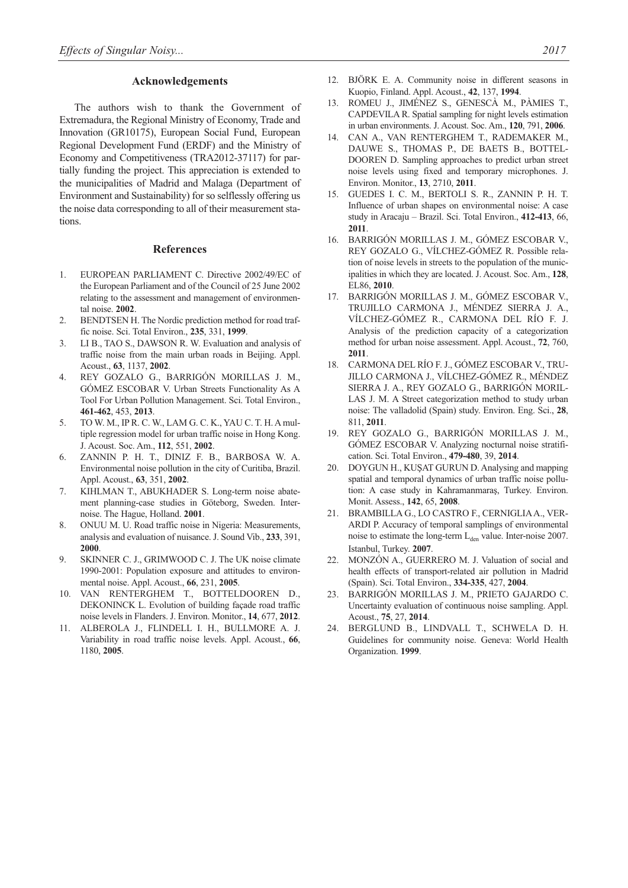## Acknowledgements

The authors wish to thank the Government of Extremadura, the Regional Ministry of Economy, Trade and Innovation (GR10175), European Social Fund, European Regional Development Fund (ERDF) and the Ministry of Economy and Competitiveness (TRA2012-37117) for partially funding the project. This appreciation is extended to the municipalities of Madrid and Malaga (Department of Environment and Sustainability) for so selflessly offering us the noise data corresponding to all of their measurement stations.

## References

1. EUROPEAN PARLIAMENT C. Directive 2002/49/EC of the European Parliament and of the Council of 25 June 2002 relating to the assessment and management of environmental noise. **2002**.
2. BENDTSEN H. The Nordic prediction method for road traffic noise. Sci. Total Environ., **235**, 331, **1999**.
3. LI B., TAO S., DAWSON R. W. Evaluation and analysis of traffic noise from the main urban roads in Beijing. Appl. Acoust., **63**, 1137, **2002**.
4. REY GOZALO G., BARRIGÓN MORILLAS J. M., GÓMEZ ESCOBAR V. Urban Streets Functionality As A Tool For Urban Pollution Management. Sci. Total Environ., **461-462**, 453, **2013**.
5. TO W. M., IP R. C. W., LAM G. C. K., YAU C. T. H. A multiple regression model for urban traffic noise in Hong Kong. J. Acoust. Soc. Am., **112**, 551, **2002**.
6. ZANNIN P. H. T., DINIZ F. B., BARBOSA W. A. Environmental noise pollution in the city of Curitiba, Brazil. Appl. Acoust., **63**, 351, **2002**.
7. KIHLMAN T., ABUKHADER S. Long-term noise abatement planning-case studies in Göteborg, Sweden. Internoise. The Hague, Holland. **2001**.
8. ONUU M. U. Road traffic noise in Nigeria: Measurements, analysis and evaluation of nuisance. J. Sound Vib., **233**, 391, **2000**.
9. SKINNER C. J., GRIMWOOD C. J. The UK noise climate 1990-2001: Population exposure and attitudes to environmental noise. Appl. Acoust., **66**, 231, **2005**.
10. VAN RENTERGHEM T., BOTTELDOOREN D., DEKONINCK L. Evolution of building façade road traffic noise levels in Flanders. J. Environ. Monitor., **14**, 677, **2012**.
11. ALBEROLA J., FLINDELL I. H., BULLMORE A. J. Variability in road traffic noise levels. Appl. Acoust., **66**, 1180, **2005**.
12. BJÖRK E. A. Community noise in different seasons in Kuopio, Finland. Appl. Acoust., **42**, 137, **1994**.
13. ROMEU J., JIMÉNEZ S., GENESCÀ M., PÀMIES T., CAPDEVILA R. Spatial sampling for night levels estimation in urban environments. J. Acoust. Soc. Am., **120**, 791, **2006**.
14. CAN A., VAN RENTERGHEM T., RADEMAKER M., DAUWE S., THOMAS P., DE BAETS B., BOTTELDOOREN D. Sampling approaches to predict urban street noise levels using fixed and temporary microphones. J. Environ. Monitor., **13**, 2710, **2011**.
15. GUEDES I. C. M., BERTOLI S. R., ZANNIN P. H. T. Influence of urban shapes on environmental noise: A case study in Aracaju – Brazil. Sci. Total Environ., **412-413**, 66, **2011**.
16. BARRIGÓN MORILLAS J. M., GÓMEZ ESCOBAR V., REY GOZALO G., VÍLCHEZ-GÓMEZ R. Possible relation of noise levels in streets to the population of the municipalities in which they are located. J. Acoust. Soc. Am., **128**, EL86, **2010**.
17. BARRIGÓN MORILLAS J. M., GÓMEZ ESCOBAR V., TRUJILLO CARMONA J., MÉNDEZ SIERRA J. A., VÍLCHEZ-GÓMEZ R., CARMONA DEL RÍO F. J. Analysis of the prediction capacity of a categorization method for urban noise assessment. Appl. Acoust., **72**, 760, **2011**.
18. CARMONA DEL RÍO F. J., GÓMEZ ESCOBAR V., TRUJILLO CARMONA J., VÍLCHEZ-GÓMEZ R., MÉNDEZ SIERRA J. A., REY GOZALO G., BARRIGÓN MORILLAS J. M. A Street categorization method to study urban noise: The valladolid (Spain) study. Environ. Eng. Sci., **28**, 811, **2011**.
19. REY GOZALO G., BARRIGÓN MORILLAS J. M., GÓMEZ ESCOBAR V. Analyzing nocturnal noise stratification. Sci. Total Environ., **479-480**, 39, **2014**.
20. DOYGUN H., KUŞAT GURUN D. Analysing and mapping spatial and temporal dynamics of urban traffic noise pollution: A case study in Kahramanmaraş, Turkey. Environ. Monit. Assess., **142**, 65, **2008**.
21. BRAMBILLA G., LO CASTRO F., CERNIGLIA A., VERARDI P. Accuracy of temporal samplings of environmental noise to estimate the long-term $L_{den}$ value. Inter-noise 2007. Istanbul, Turkey. **2007**.
22. MONZÓN A., GUERRERO M. J. Valuation of social and health effects of transport-related air pollution in Madrid (Spain). Sci. Total Environ., **334-335**, 427, **2004**.
23. BARRIGÓN MORILLAS J. M., PRIETO GAJARDO C. Uncertainty evaluation of continuous noise sampling. Appl. Acoust., **75**, 27, **2014**.
24. BERGLUND B., LINDVALL T., SCHWELA D. H. Guidelines for community noise. Geneva: World Health Organization. **1999**.